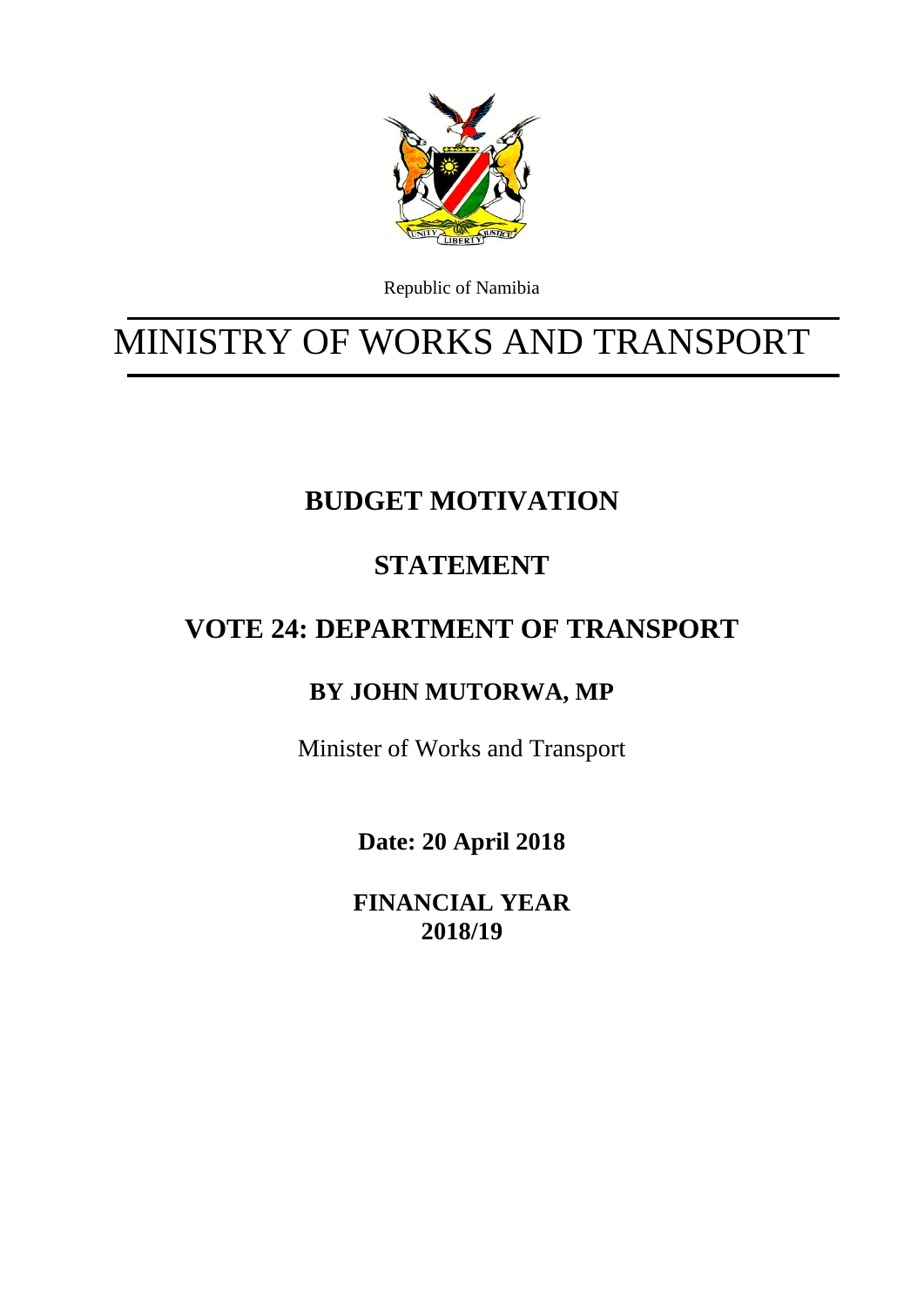Republic of Namibia

# MINISTRY OF WORKS AND TRANSPORT

## BUDGET MOTIVATION

## STATEMENT

## VOTE 24: DEPARTMENT OF TRANSPORT

### BY JOHN MUTORWA, MP

Minister of Works and Transport

**Date: 20 April 2018**

**FINANCIAL YEAR 2018/19**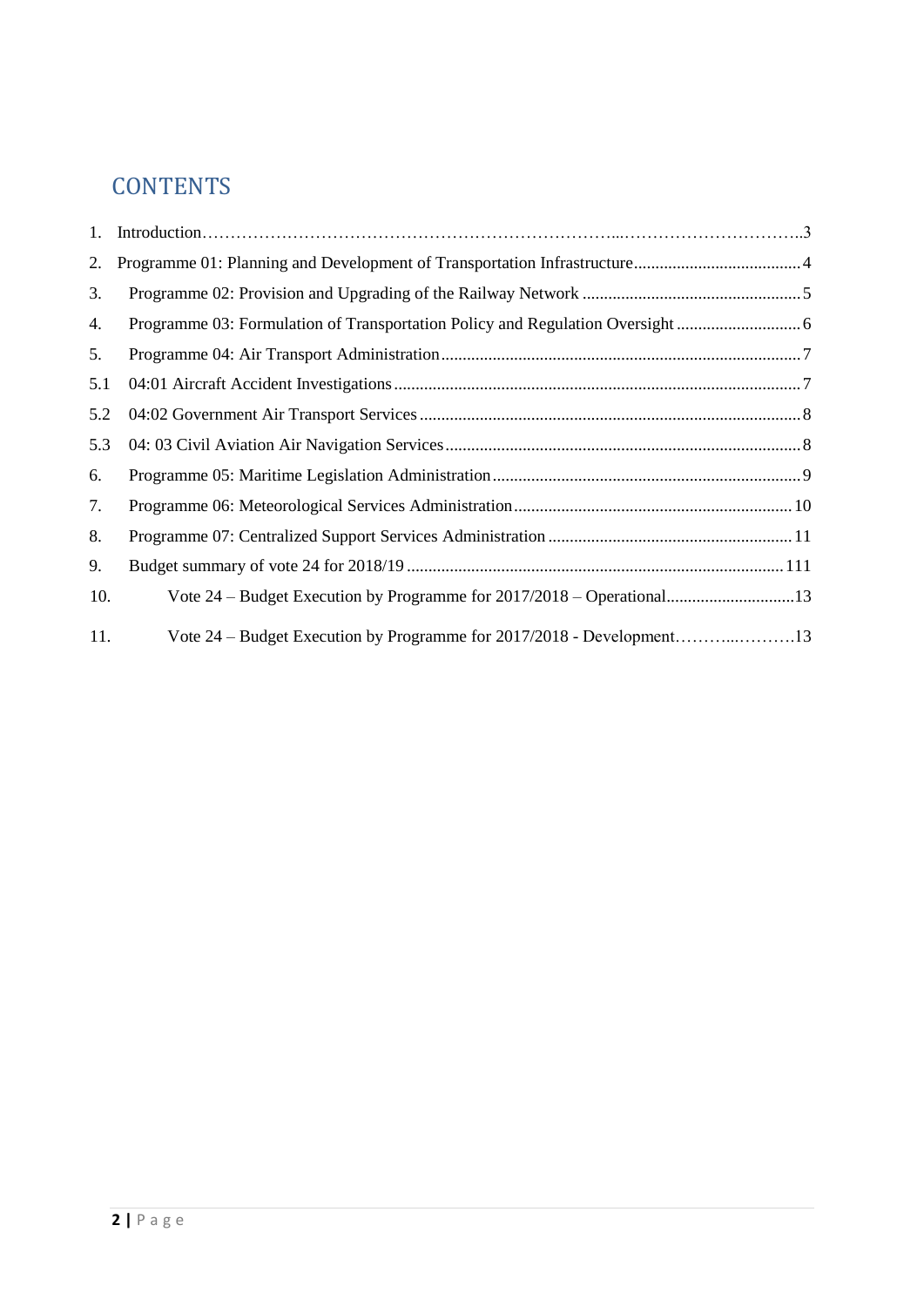# CONTENTS

1. Introduction…………………………………………………………………..…………………………..3
2. Programme 01: Planning and Development of Transportation Infrastructure......................................4
3. Programme 02: Provision and Upgrading of the Railway Network ..................................................5
4. Programme 03: Formulation of Transportation Policy and Regulation Oversight ............................6
5. Programme 04: Air Transport Administration ..................................................................................7

5.1 04:01 Aircraft Accident Investigations .............................................................................................7

5.2 04:02 Government Air Transport Services .......................................................................................8

5.3 04: 03 Civil Aviation Air Navigation Services ..................................................................................8

6. Programme 05: Maritime Legislation Administration .......................................................................9
7. Programme 06: Meteorological Services Administration ................................................................10
8. Programme 07: Centralized Support Services Administration ........................................................11
9. Budget summary of vote 24 for 2018/19 .......................................................................................111
10. Vote 24 – Budget Execution by Programme for 2017/2018 – Operational.............................13
11. Vote 24 – Budget Execution by Programme for 2017/2018 - Development………...……….13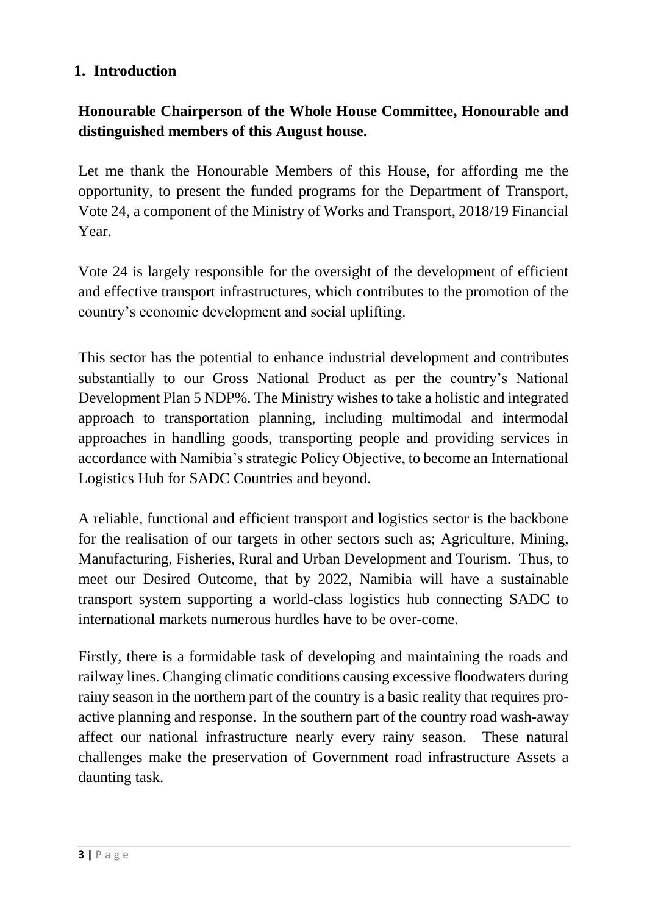## 1. Introduction

**Honourable Chairperson of the Whole House Committee, Honourable and distinguished members of this August house.**

Let me thank the Honourable Members of this House, for affording me the opportunity, to present the funded programs for the Department of Transport, Vote 24, a component of the Ministry of Works and Transport, 2018/19 Financial Year.

Vote 24 is largely responsible for the oversight of the development of efficient and effective transport infrastructures, which contributes to the promotion of the country's economic development and social uplifting.

This sector has the potential to enhance industrial development and contributes substantially to our Gross National Product as per the country's National Development Plan 5 NDP%. The Ministry wishes to take a holistic and integrated approach to transportation planning, including multimodal and intermodal approaches in handling goods, transporting people and providing services in accordance with Namibia's strategic Policy Objective, to become an International Logistics Hub for SADC Countries and beyond.

A reliable, functional and efficient transport and logistics sector is the backbone for the realisation of our targets in other sectors such as; Agriculture, Mining, Manufacturing, Fisheries, Rural and Urban Development and Tourism. Thus, to meet our Desired Outcome, that by 2022, Namibia will have a sustainable transport system supporting a world-class logistics hub connecting SADC to international markets numerous hurdles have to be over-come.

Firstly, there is a formidable task of developing and maintaining the roads and railway lines. Changing climatic conditions causing excessive floodwaters during rainy season in the northern part of the country is a basic reality that requires pro-active planning and response. In the southern part of the country road wash-away affect our national infrastructure nearly every rainy season. These natural challenges make the preservation of Government road infrastructure Assets a daunting task.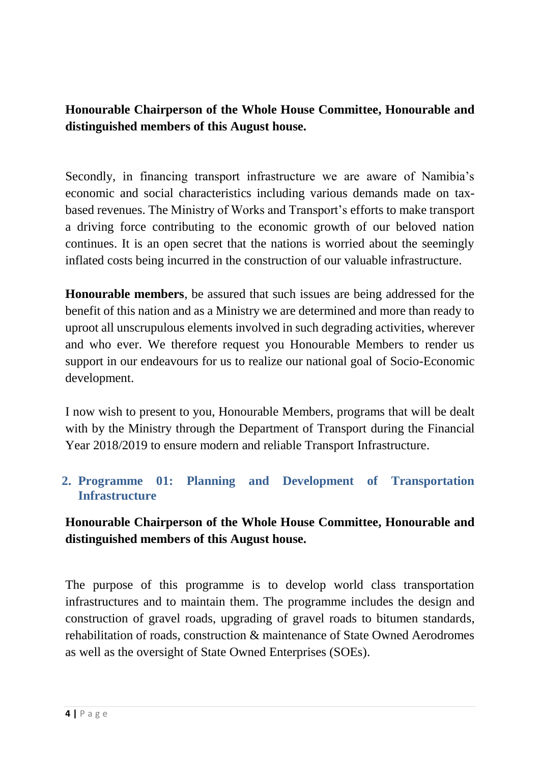**Honourable Chairperson of the Whole House Committee, Honourable and distinguished members of this August house.**

Secondly, in financing transport infrastructure we are aware of Namibia's economic and social characteristics including various demands made on tax-based revenues. The Ministry of Works and Transport's efforts to make transport a driving force contributing to the economic growth of our beloved nation continues. It is an open secret that the nations is worried about the seemingly inflated costs being incurred in the construction of our valuable infrastructure.

**Honourable members**, be assured that such issues are being addressed for the benefit of this nation and as a Ministry we are determined and more than ready to uproot all unscrupulous elements involved in such degrading activities, wherever and who ever. We therefore request you Honourable Members to render us support in our endeavours for us to realize our national goal of Socio-Economic development.

I now wish to present to you, Honourable Members, programs that will be dealt with by the Ministry through the Department of Transport during the Financial Year 2018/2019 to ensure modern and reliable Transport Infrastructure.

## 2. Programme 01: Planning and Development of Transportation Infrastructure

**Honourable Chairperson of the Whole House Committee, Honourable and distinguished members of this August house.**

The purpose of this programme is to develop world class transportation infrastructures and to maintain them. The programme includes the design and construction of gravel roads, upgrading of gravel roads to bitumen standards, rehabilitation of roads, construction & maintenance of State Owned Aerodromes as well as the oversight of State Owned Enterprises (SOEs).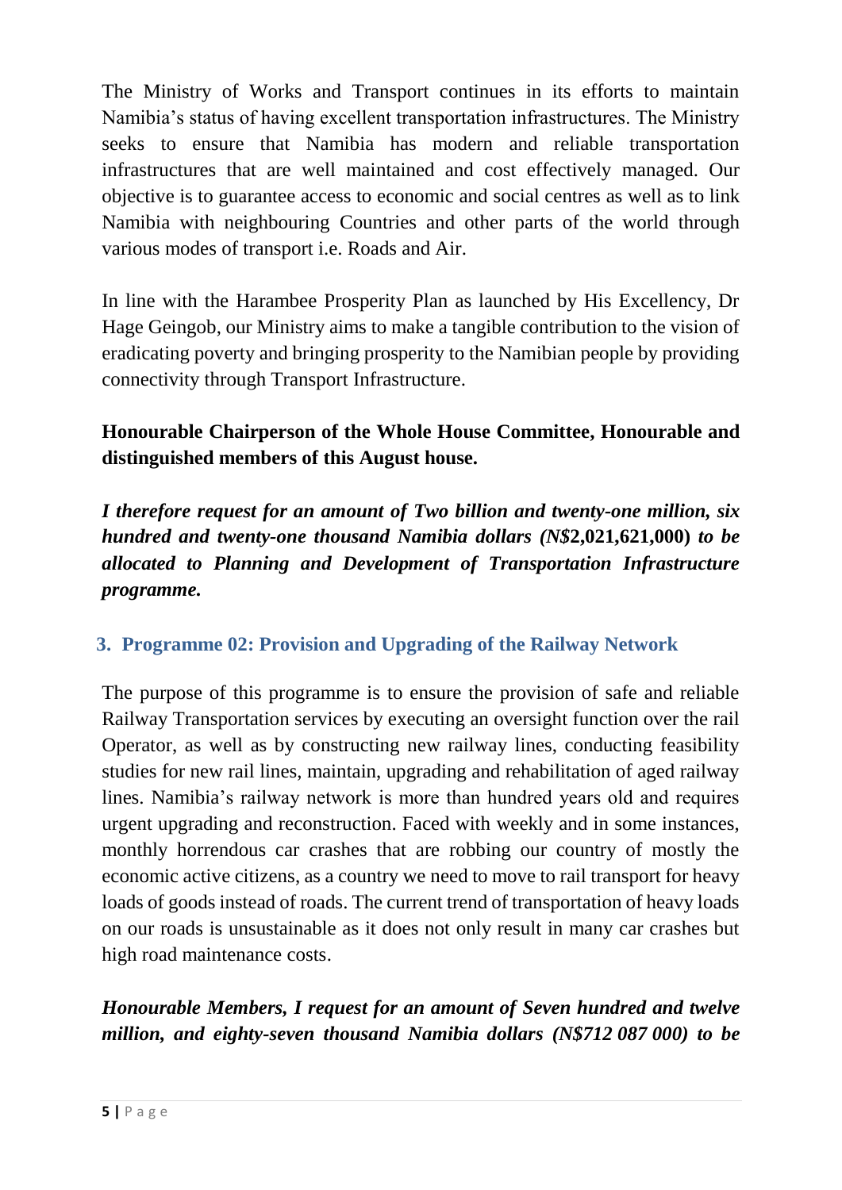The Ministry of Works and Transport continues in its efforts to maintain Namibia's status of having excellent transportation infrastructures. The Ministry seeks to ensure that Namibia has modern and reliable transportation infrastructures that are well maintained and cost effectively managed. Our objective is to guarantee access to economic and social centres as well as to link Namibia with neighbouring Countries and other parts of the world through various modes of transport i.e. Roads and Air.

In line with the Harambee Prosperity Plan as launched by His Excellency, Dr Hage Geingob, our Ministry aims to make a tangible contribution to the vision of eradicating poverty and bringing prosperity to the Namibian people by providing connectivity through Transport Infrastructure.

**Honourable Chairperson of the Whole House Committee, Honourable and distinguished members of this August house.**

***I therefore request for an amount of Two billion and twenty-one million, six hundred and twenty-one thousand Namibia dollars (N$*2,021,621,000) *to be allocated to Planning and Development of Transportation Infrastructure programme.***

## 3. Programme 02: Provision and Upgrading of the Railway Network

The purpose of this programme is to ensure the provision of safe and reliable Railway Transportation services by executing an oversight function over the rail Operator, as well as by constructing new railway lines, conducting feasibility studies for new rail lines, maintain, upgrading and rehabilitation of aged railway lines. Namibia's railway network is more than hundred years old and requires urgent upgrading and reconstruction. Faced with weekly and in some instances, monthly horrendous car crashes that are robbing our country of mostly the economic active citizens, as a country we need to move to rail transport for heavy loads of goods instead of roads. The current trend of transportation of heavy loads on our roads is unsustainable as it does not only result in many car crashes but high road maintenance costs.

***Honourable Members, I request for an amount of Seven hundred and twelve million, and eighty-seven thousand Namibia dollars (N$712 087 000) to be***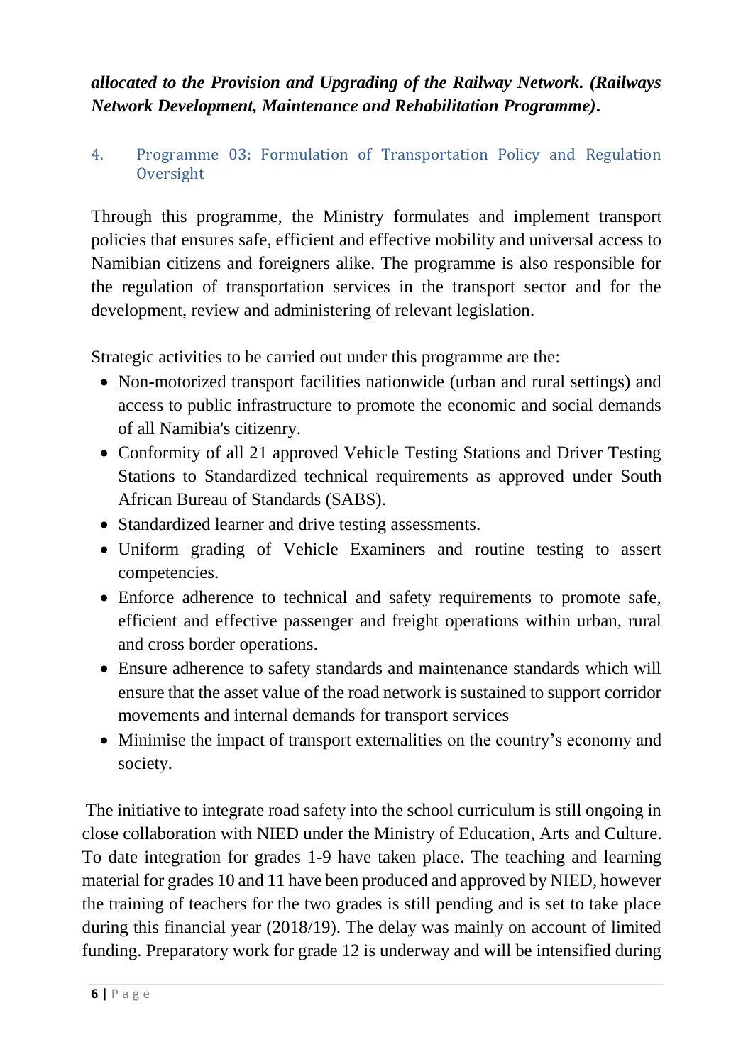***allocated to the Provision and Upgrading of the Railway Network. (Railways Network Development, Maintenance and Rehabilitation Programme).***

## 4. Programme 03: Formulation of Transportation Policy and Regulation Oversight

Through this programme, the Ministry formulates and implement transport policies that ensures safe, efficient and effective mobility and universal access to Namibian citizens and foreigners alike. The programme is also responsible for the regulation of transportation services in the transport sector and for the development, review and administering of relevant legislation.

Strategic activities to be carried out under this programme are the:

- Non-motorized transport facilities nationwide (urban and rural settings) and access to public infrastructure to promote the economic and social demands of all Namibia's citizenry.
- Conformity of all 21 approved Vehicle Testing Stations and Driver Testing Stations to Standardized technical requirements as approved under South African Bureau of Standards (SABS).
- Standardized learner and drive testing assessments.
- Uniform grading of Vehicle Examiners and routine testing to assert competencies.
- Enforce adherence to technical and safety requirements to promote safe, efficient and effective passenger and freight operations within urban, rural and cross border operations.
- Ensure adherence to safety standards and maintenance standards which will ensure that the asset value of the road network is sustained to support corridor movements and internal demands for transport services
- Minimise the impact of transport externalities on the country's economy and society.

The initiative to integrate road safety into the school curriculum is still ongoing in close collaboration with NIED under the Ministry of Education, Arts and Culture. To date integration for grades 1-9 have taken place. The teaching and learning material for grades 10 and 11 have been produced and approved by NIED, however the training of teachers for the two grades is still pending and is set to take place during this financial year (2018/19). The delay was mainly on account of limited funding. Preparatory work for grade 12 is underway and will be intensified during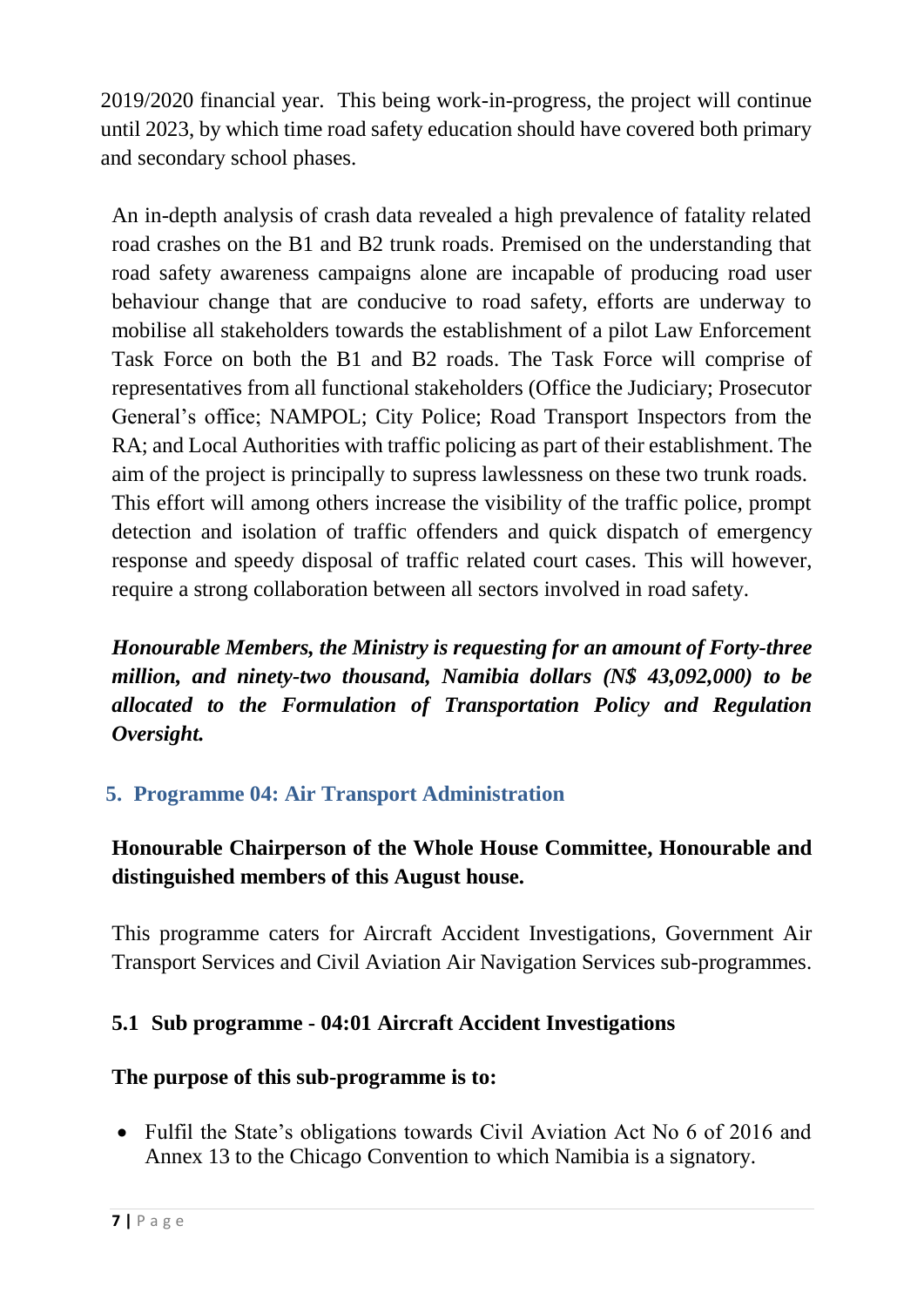2019/2020 financial year. This being work-in-progress, the project will continue until 2023, by which time road safety education should have covered both primary and secondary school phases.

An in-depth analysis of crash data revealed a high prevalence of fatality related road crashes on the B1 and B2 trunk roads. Premised on the understanding that road safety awareness campaigns alone are incapable of producing road user behaviour change that are conducive to road safety, efforts are underway to mobilise all stakeholders towards the establishment of a pilot Law Enforcement Task Force on both the B1 and B2 roads. The Task Force will comprise of representatives from all functional stakeholders (Office the Judiciary; Prosecutor General's office; NAMPOL; City Police; Road Transport Inspectors from the RA; and Local Authorities with traffic policing as part of their establishment. The aim of the project is principally to supress lawlessness on these two trunk roads. This effort will among others increase the visibility of the traffic police, prompt detection and isolation of traffic offenders and quick dispatch of emergency response and speedy disposal of traffic related court cases. This will however, require a strong collaboration between all sectors involved in road safety.

***Honourable Members, the Ministry is requesting for an amount of Forty-three million, and ninety-two thousand, Namibia dollars (N$ 43,092,000) to be allocated to the Formulation of Transportation Policy and Regulation Oversight.***

## 5. Programme 04: Air Transport Administration

**Honourable Chairperson of the Whole House Committee, Honourable and distinguished members of this August house.**

This programme caters for Aircraft Accident Investigations, Government Air Transport Services and Civil Aviation Air Navigation Services sub-programmes.

### 5.1 Sub programme - 04:01 Aircraft Accident Investigations

**The purpose of this sub-programme is to:**

- Fulfil the State's obligations towards Civil Aviation Act No 6 of 2016 and Annex 13 to the Chicago Convention to which Namibia is a signatory.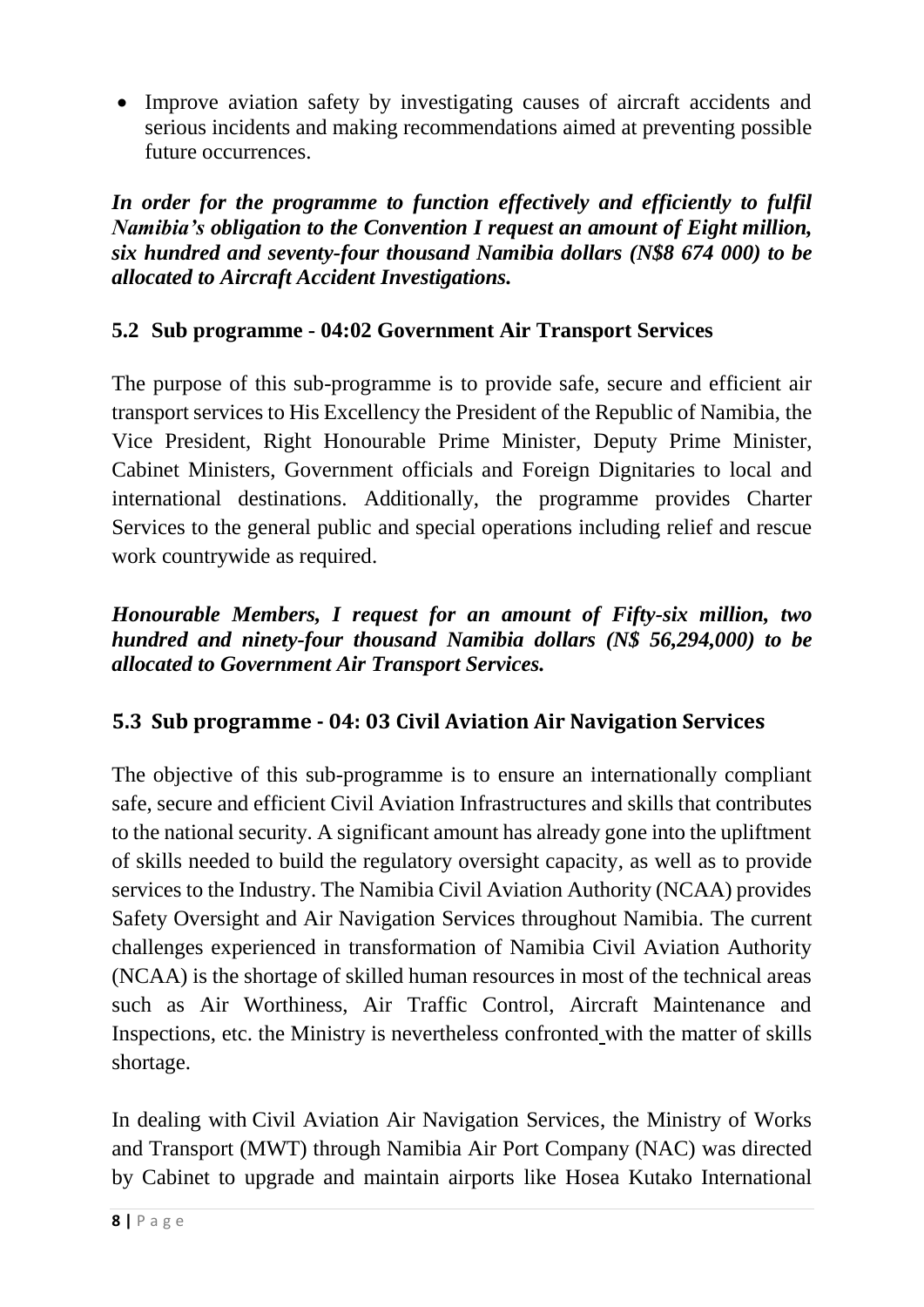- Improve aviation safety by investigating causes of aircraft accidents and serious incidents and making recommendations aimed at preventing possible future occurrences.

***In order for the programme to function effectively and efficiently to fulfil Namibia's obligation to the Convention I request an amount of Eight million, six hundred and seventy-four thousand Namibia dollars (N$8 674 000) to be allocated to Aircraft Accident Investigations.***

### 5.2 Sub programme - 04:02 Government Air Transport Services

The purpose of this sub-programme is to provide safe, secure and efficient air transport services to His Excellency the President of the Republic of Namibia, the Vice President, Right Honourable Prime Minister, Deputy Prime Minister, Cabinet Ministers, Government officials and Foreign Dignitaries to local and international destinations. Additionally, the programme provides Charter Services to the general public and special operations including relief and rescue work countrywide as required.

***Honourable Members, I request for an amount of Fifty-six million, two hundred and ninety-four thousand Namibia dollars (N$ 56,294,000) to be allocated to Government Air Transport Services.***

### 5.3 Sub programme - 04: 03 Civil Aviation Air Navigation Services

The objective of this sub-programme is to ensure an internationally compliant safe, secure and efficient Civil Aviation Infrastructures and skills that contributes to the national security. A significant amount has already gone into the upliftment of skills needed to build the regulatory oversight capacity, as well as to provide services to the Industry. The Namibia Civil Aviation Authority (NCAA) provides Safety Oversight and Air Navigation Services throughout Namibia. The current challenges experienced in transformation of Namibia Civil Aviation Authority (NCAA) is the shortage of skilled human resources in most of the technical areas such as Air Worthiness, Air Traffic Control, Aircraft Maintenance and Inspections, etc. the Ministry is nevertheless confronted with the matter of skills shortage.

In dealing with Civil Aviation Air Navigation Services, the Ministry of Works and Transport (MWT) through Namibia Air Port Company (NAC) was directed by Cabinet to upgrade and maintain airports like Hosea Kutako International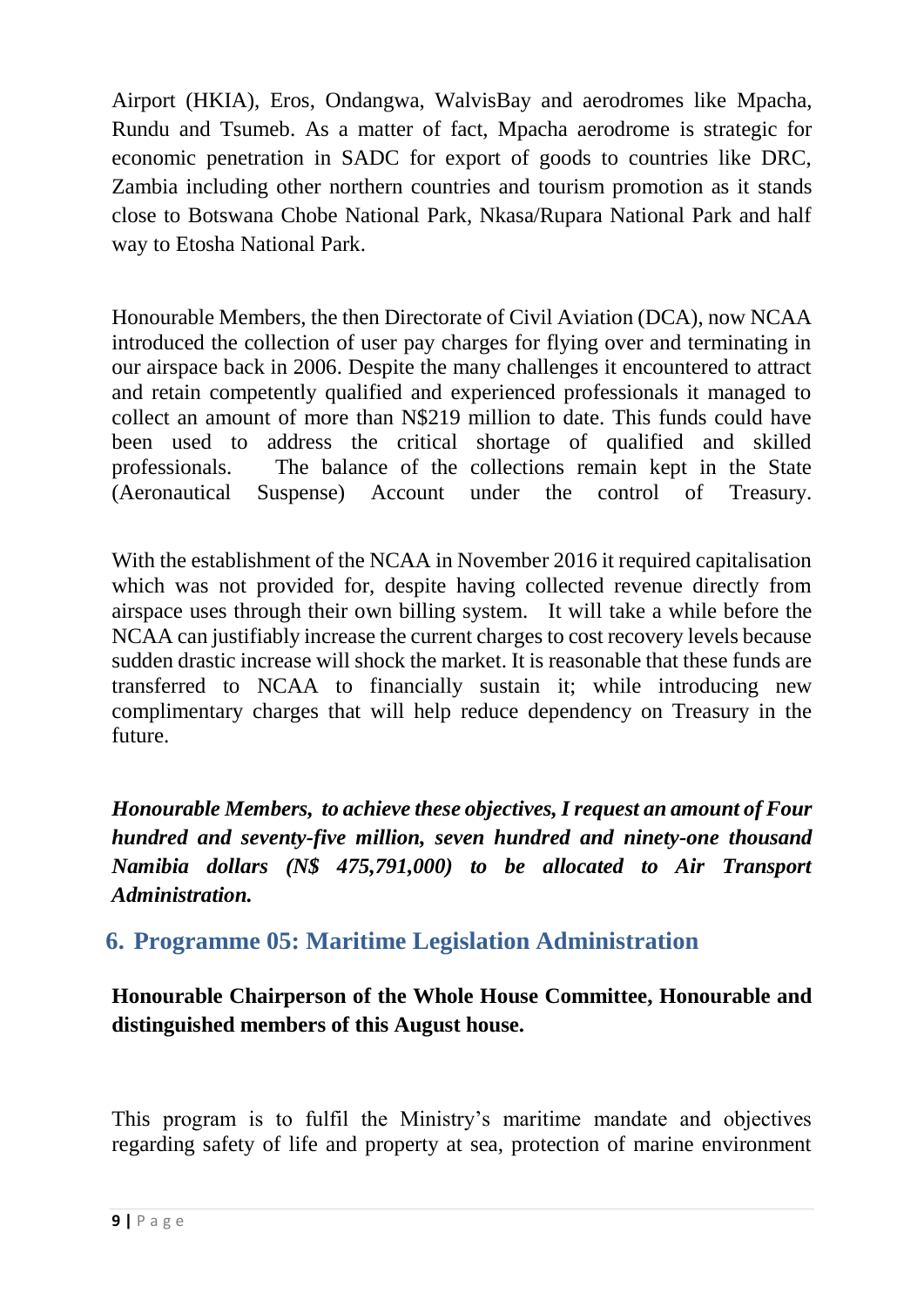Airport (HKIA), Eros, Ondangwa, WalvisBay and aerodromes like Mpacha, Rundu and Tsumeb. As a matter of fact, Mpacha aerodrome is strategic for economic penetration in SADC for export of goods to countries like DRC, Zambia including other northern countries and tourism promotion as it stands close to Botswana Chobe National Park, Nkasa/Rupara National Park and half way to Etosha National Park.

Honourable Members, the then Directorate of Civil Aviation (DCA), now NCAA introduced the collection of user pay charges for flying over and terminating in our airspace back in 2006. Despite the many challenges it encountered to attract and retain competently qualified and experienced professionals it managed to collect an amount of more than N$219 million to date. This funds could have been used to address the critical shortage of qualified and skilled professionals. The balance of the collections remain kept in the State (Aeronautical Suspense) Account under the control of Treasury.

With the establishment of the NCAA in November 2016 it required capitalisation which was not provided for, despite having collected revenue directly from airspace uses through their own billing system. It will take a while before the NCAA can justifiably increase the current charges to cost recovery levels because sudden drastic increase will shock the market. It is reasonable that these funds are transferred to NCAA to financially sustain it; while introducing new complimentary charges that will help reduce dependency on Treasury in the future.

***Honourable Members, to achieve these objectives, I request an amount of Four hundred and seventy-five million, seven hundred and ninety-one thousand Namibia dollars (N$ 475,791,000) to be allocated to Air Transport Administration.***

## 6. Programme 05: Maritime Legislation Administration

**Honourable Chairperson of the Whole House Committee, Honourable and distinguished members of this August house.**

This program is to fulfil the Ministry's maritime mandate and objectives regarding safety of life and property at sea, protection of marine environment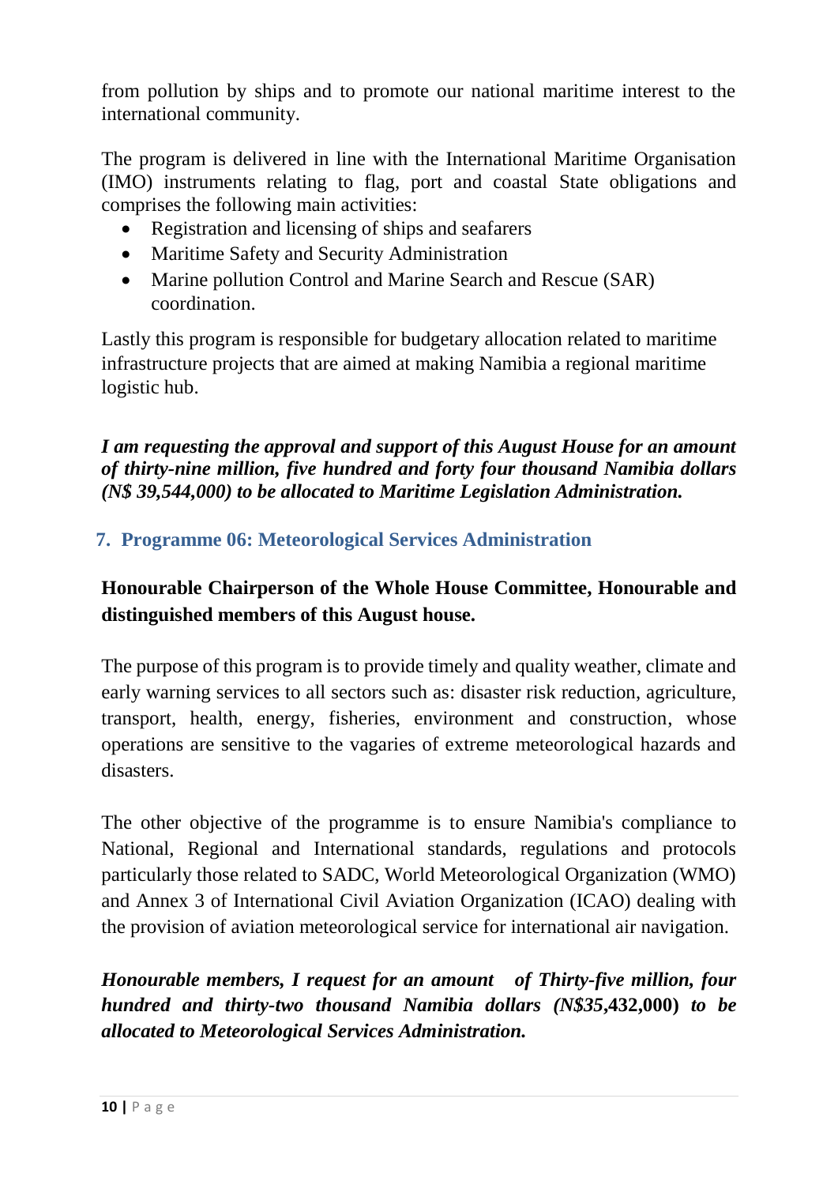from pollution by ships and to promote our national maritime interest to the international community.

The program is delivered in line with the International Maritime Organisation (IMO) instruments relating to flag, port and coastal State obligations and comprises the following main activities:

- Registration and licensing of ships and seafarers
- Maritime Safety and Security Administration
- Marine pollution Control and Marine Search and Rescue (SAR) coordination.

Lastly this program is responsible for budgetary allocation related to maritime infrastructure projects that are aimed at making Namibia a regional maritime logistic hub.

***I am requesting the approval and support of this August House for an amount of thirty-nine million, five hundred and forty four thousand Namibia dollars (N$ 39,544,000) to be allocated to Maritime Legislation Administration.***

## 7. Programme 06: Meteorological Services Administration

**Honourable Chairperson of the Whole House Committee, Honourable and distinguished members of this August house.**

The purpose of this program is to provide timely and quality weather, climate and early warning services to all sectors such as: disaster risk reduction, agriculture, transport, health, energy, fisheries, environment and construction, whose operations are sensitive to the vagaries of extreme meteorological hazards and disasters.

The other objective of the programme is to ensure Namibia's compliance to National, Regional and International standards, regulations and protocols particularly those related to SADC, World Meteorological Organization (WMO) and Annex 3 of International Civil Aviation Organization (ICAO) dealing with the provision of aviation meteorological service for international air navigation.

***Honourable members, I request for an amount of Thirty-five million, four hundred and thirty-two thousand Namibia dollars (N$35*,432,000) *to be allocated to Meteorological Services Administration.***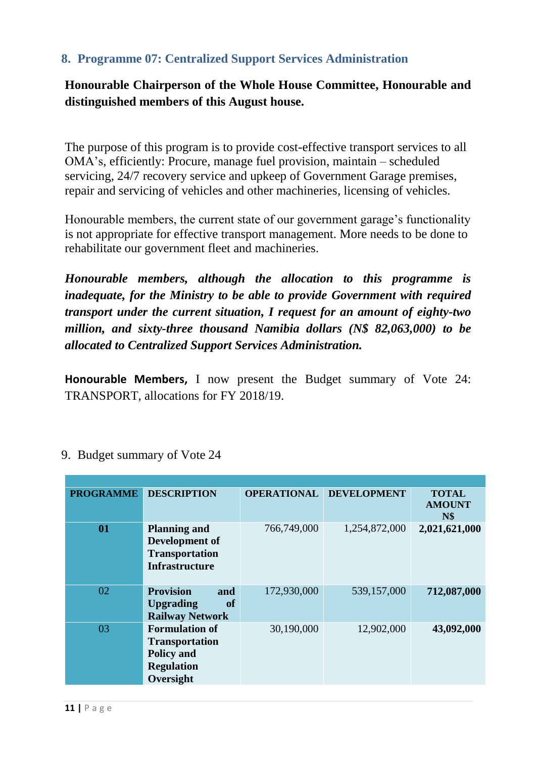## 8. Programme 07: Centralized Support Services Administration

**Honourable Chairperson of the Whole House Committee, Honourable and distinguished members of this August house.**

The purpose of this program is to provide cost-effective transport services to all OMA's, efficiently: Procure, manage fuel provision, maintain – scheduled servicing, 24/7 recovery service and upkeep of Government Garage premises, repair and servicing of vehicles and other machineries, licensing of vehicles.

Honourable members, the current state of our government garage's functionality is not appropriate for effective transport management. More needs to be done to rehabilitate our government fleet and machineries.

***Honourable members, although the allocation to this programme is inadequate, for the Ministry to be able to provide Government with required transport under the current situation, I request for an amount of eighty-two million, and sixty-three thousand Namibia dollars (N$ 82,063,000) to be allocated to Centralized Support Services Administration.***

**Honourable Members,** I now present the Budget summary of Vote 24: TRANSPORT, allocations for FY 2018/19.

9. Budget summary of Vote 24

| PROGRAMME | DESCRIPTION | OPERATIONAL | DEVELOPMENT | TOTAL AMOUNT N$ |
|---|---|---|---|---|
| **01** | **Planning and Development of Transportation Infrastructure** | 766,749,000 | 1,254,872,000 | **2,021,621,000** |
| 02 | **Provision and Upgrading of Railway Network** | 172,930,000 | 539,157,000 | **712,087,000** |
| 03 | **Formulation of Transportation Policy and Regulation Oversight** | 30,190,000 | 12,902,000 | **43,092,000** |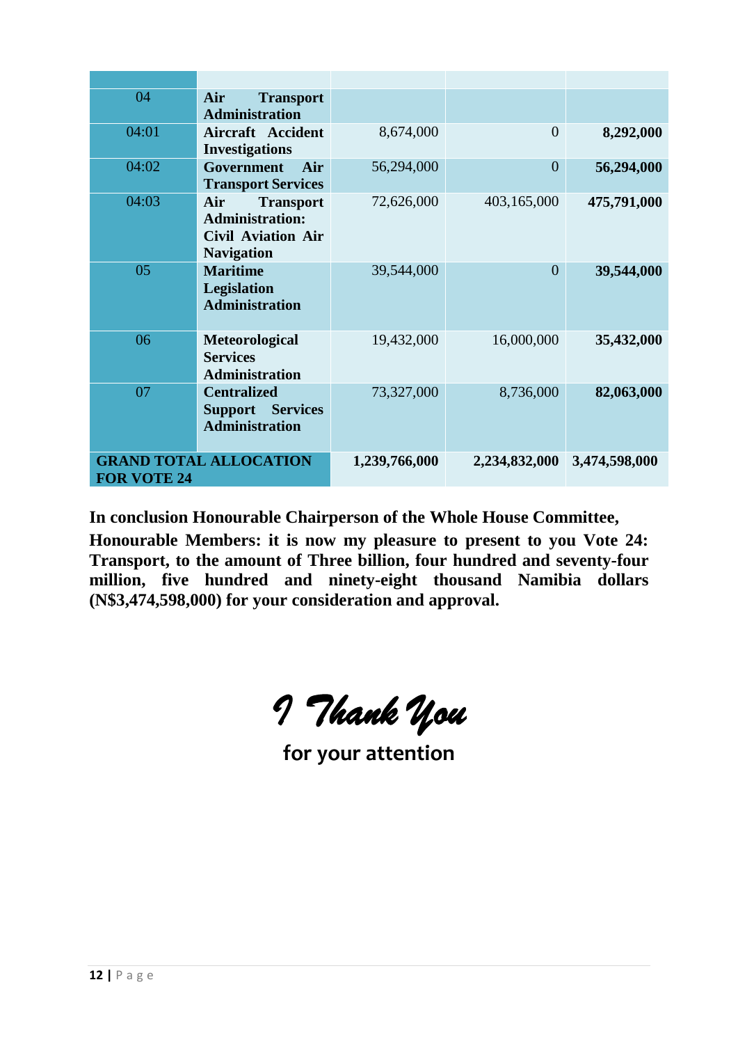| | | | | |
|---|---|---|---|---|
| 04 | **Air Transport Administration** | | | |
| 04:01 | **Aircraft Accident Investigations** | 8,674,000 | 0 | **8,292,000** |
| 04:02 | **Government Air Transport Services** | 56,294,000 | 0 | **56,294,000** |
| 04:03 | **Air Transport Administration: Civil Aviation Air Navigation** | 72,626,000 | 403,165,000 | **475,791,000** |
| 05 | **Maritime Legislation Administration** | 39,544,000 | 0 | **39,544,000** |
| 06 | **Meteorological Services Administration** | 19,432,000 | 16,000,000 | **35,432,000** |
| 07 | **Centralized Support Services Administration** | 73,327,000 | 8,736,000 | **82,063,000** |
| **GRAND TOTAL ALLOCATION FOR VOTE 24** | | **1,239,766,000** | **2,234,832,000** | **3,474,598,000** |

**In conclusion Honourable Chairperson of the Whole House Committee, Honourable Members: it is now my pleasure to present to you Vote 24: Transport, to the amount of Three billion, four hundred and seventy-four million, five hundred and ninety-eight thousand Namibia dollars (N$3,474,598,000) for your consideration and approval.**

*I Thank You*

**for your attention**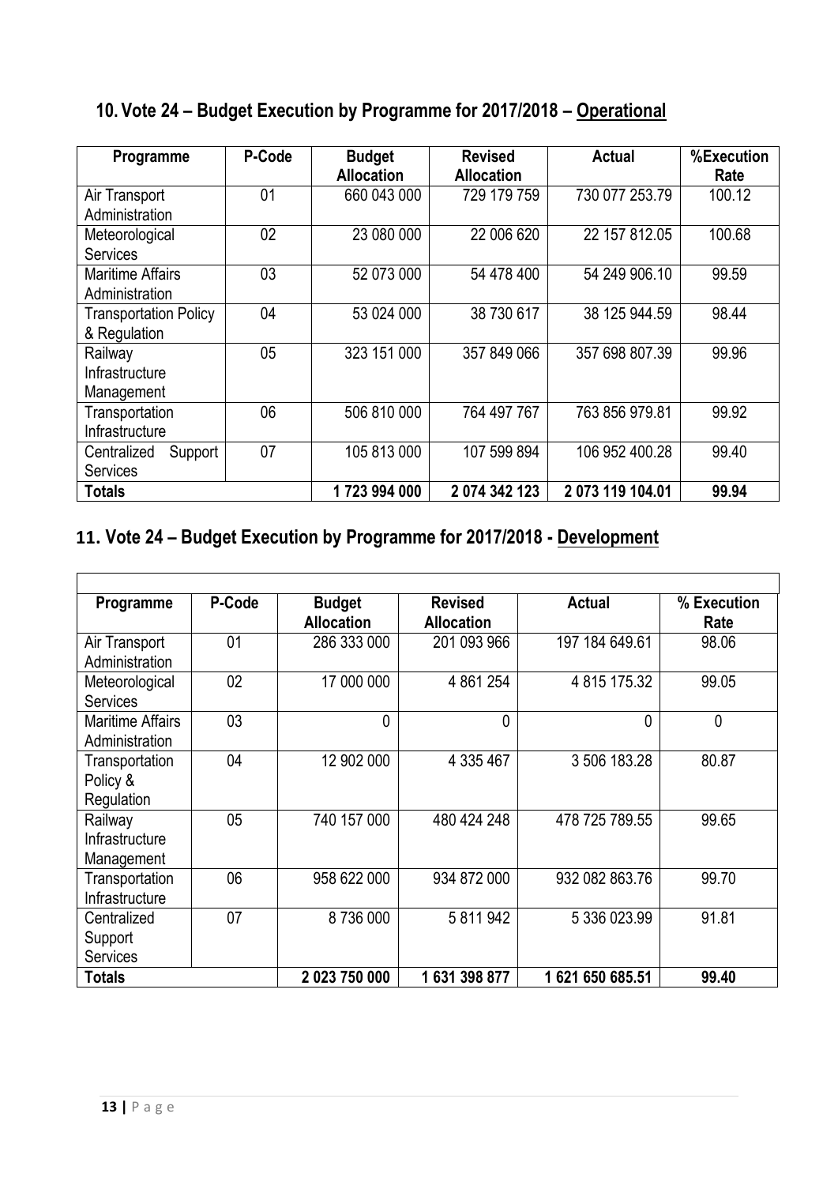## 10. Vote 24 – Budget Execution by Programme for 2017/2018 – <u>Operational</u>

| Programme | P-Code | Budget Allocation | Revised Allocation | Actual | %Execution Rate |
|---|---|---|---|---|---|
| Air Transport Administration | 01 | 660 043 000 | 729 179 759 | 730 077 253.79 | 100.12 |
| Meteorological Services | 02 | 23 080 000 | 22 006 620 | 22 157 812.05 | 100.68 |
| Maritime Affairs Administration | 03 | 52 073 000 | 54 478 400 | 54 249 906.10 | 99.59 |
| Transportation Policy & Regulation | 04 | 53 024 000 | 38 730 617 | 38 125 944.59 | 98.44 |
| Railway Infrastructure Management | 05 | 323 151 000 | 357 849 066 | 357 698 807.39 | 99.96 |
| Transportation Infrastructure | 06 | 506 810 000 | 764 497 767 | 763 856 979.81 | 99.92 |
| Centralized Support Services | 07 | 105 813 000 | 107 599 894 | 106 952 400.28 | 99.40 |
| **Totals** | | **1 723 994 000** | **2 074 342 123** | **2 073 119 104.01** | **99.94** |

## 11. Vote 24 – Budget Execution by Programme for 2017/2018 - <u>Development</u>

| Programme | P-Code | Budget Allocation | Revised Allocation | Actual | % Execution Rate |
|---|---|---|---|---|---|
| Air Transport Administration | 01 | 286 333 000 | 201 093 966 | 197 184 649.61 | 98.06 |
| Meteorological Services | 02 | 17 000 000 | 4 861 254 | 4 815 175.32 | 99.05 |
| Maritime Affairs Administration | 03 | 0 | 0 | 0 | 0 |
| Transportation Policy & Regulation | 04 | 12 902 000 | 4 335 467 | 3 506 183.28 | 80.87 |
| Railway Infrastructure Management | 05 | 740 157 000 | 480 424 248 | 478 725 789.55 | 99.65 |
| Transportation Infrastructure | 06 | 958 622 000 | 934 872 000 | 932 082 863.76 | 99.70 |
| Centralized Support Services | 07 | 8 736 000 | 5 811 942 | 5 336 023.99 | 91.81 |
| **Totals** | | **2 023 750 000** | **1 631 398 877** | **1 621 650 685.51** | **99.40** |